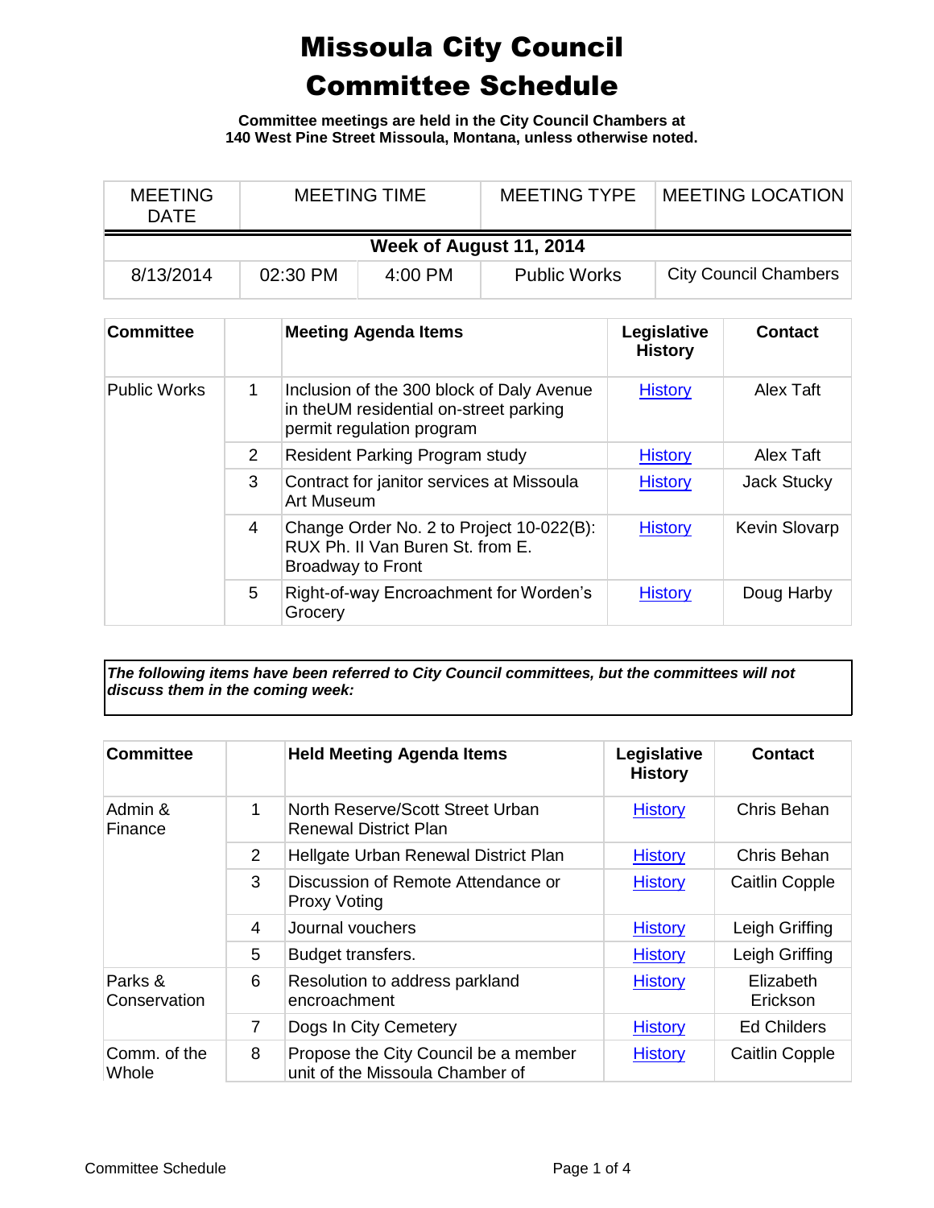# Missoula City Council Committee Schedule

**Committee meetings are held in the City Council Chambers at 140 West Pine Street Missoula, Montana, unless otherwise noted.**

| MEETING DATE | MEETING TIME | | MEETING TYPE | MEETING LOCATION |
|---|---|---|---|---|
| **Week of August 11, 2014** | | | | |
| 8/13/2014 | 02:30 PM | 4:00 PM | Public Works | City Council Chambers |

| Committee | | Meeting Agenda Items | Legislative History | Contact |
|---|---|---|---|---|
| Public Works | 1 | Inclusion of the 300 block of Daly Avenue in theUM residential on-street parking permit regulation program | History | Alex Taft |
| | 2 | Resident Parking Program study | History | Alex Taft |
| | 3 | Contract for janitor services at Missoula Art Museum | History | Jack Stucky |
| | 4 | Change Order No. 2 to Project 10-022(B): RUX Ph. II Van Buren St. from E. Broadway to Front | History | Kevin Slovarp |
| | 5 | Right-of-way Encroachment for Worden's Grocery | History | Doug Harby |

***The following items have been referred to City Council committees, but the committees will not discuss them in the coming week:***

| Committee | | Held Meeting Agenda Items | Legislative History | Contact |
|---|---|---|---|---|
| Admin & Finance | 1 | North Reserve/Scott Street Urban Renewal District Plan | History | Chris Behan |
| | 2 | Hellgate Urban Renewal District Plan | History | Chris Behan |
| | 3 | Discussion of Remote Attendance or Proxy Voting | History | Caitlin Copple |
| | 4 | Journal vouchers | History | Leigh Griffing |
| | 5 | Budget transfers. | History | Leigh Griffing |
| Parks & Conservation | 6 | Resolution to address parkland encroachment | History | Elizabeth Erickson |
| | 7 | Dogs In City Cemetery | History | Ed Childers |
| Comm. of the Whole | 8 | Propose the City Council be a member unit of the Missoula Chamber of | History | Caitlin Copple |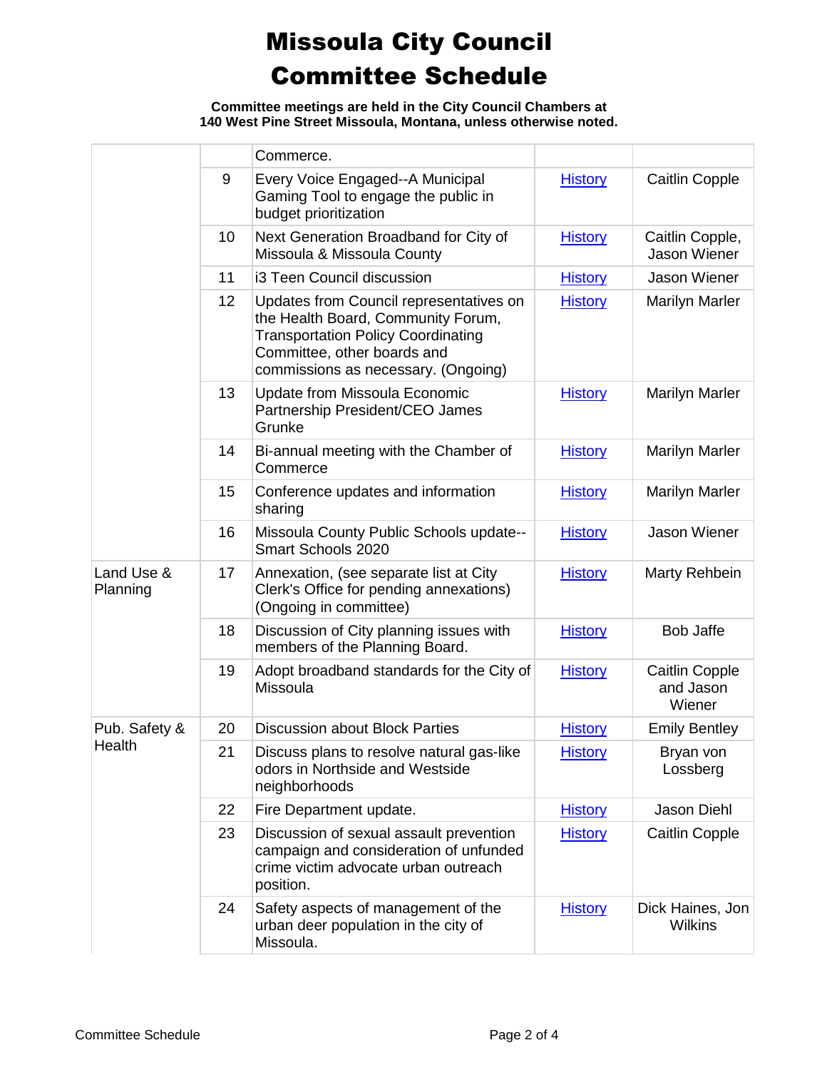# Missoula City Council Committee Schedule

**Committee meetings are held in the City Council Chambers at 140 West Pine Street Missoula, Montana, unless otherwise noted.**

| | | | | |
|---|---|---|---|---|
| | | Commerce. | | |
| | 9 | Every Voice Engaged--A Municipal Gaming Tool to engage the public in budget prioritization | History | Caitlin Copple |
| | 10 | Next Generation Broadband for City of Missoula & Missoula County | History | Caitlin Copple, Jason Wiener |
| | 11 | i3 Teen Council discussion | History | Jason Wiener |
| | 12 | Updates from Council representatives on the Health Board, Community Forum, Transportation Policy Coordinating Committee, other boards and commissions as necessary. (Ongoing) | History | Marilyn Marler |
| | 13 | Update from Missoula Economic Partnership President/CEO James Grunke | History | Marilyn Marler |
| | 14 | Bi-annual meeting with the Chamber of Commerce | History | Marilyn Marler |
| | 15 | Conference updates and information sharing | History | Marilyn Marler |
| | 16 | Missoula County Public Schools update--Smart Schools 2020 | History | Jason Wiener |
| Land Use & Planning | 17 | Annexation, (see separate list at City Clerk's Office for pending annexations) (Ongoing in committee) | History | Marty Rehbein |
| | 18 | Discussion of City planning issues with members of the Planning Board. | History | Bob Jaffe |
| | 19 | Adopt broadband standards for the City of Missoula | History | Caitlin Copple and Jason Wiener |
| Pub. Safety & Health | 20 | Discussion about Block Parties | History | Emily Bentley |
| | 21 | Discuss plans to resolve natural gas-like odors in Northside and Westside neighborhoods | History | Bryan von Lossberg |
| | 22 | Fire Department update. | History | Jason Diehl |
| | 23 | Discussion of sexual assault prevention campaign and consideration of unfunded crime victim advocate urban outreach position. | History | Caitlin Copple |
| | 24 | Safety aspects of management of the urban deer population in the city of Missoula. | History | Dick Haines, Jon Wilkins |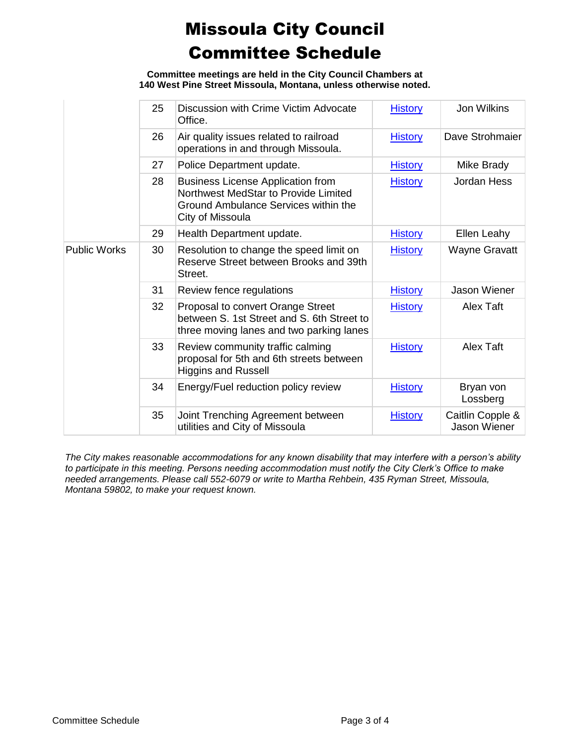# Missoula City Council Committee Schedule

**Committee meetings are held in the City Council Chambers at 140 West Pine Street Missoula, Montana, unless otherwise noted.**

| | | | | |
|---|---|---|---|---|
| | 25 | Discussion with Crime Victim Advocate Office. | History | Jon Wilkins |
| | 26 | Air quality issues related to railroad operations in and through Missoula. | History | Dave Strohmaier |
| | 27 | Police Department update. | History | Mike Brady |
| | 28 | Business License Application from Northwest MedStar to Provide Limited Ground Ambulance Services within the City of Missoula | History | Jordan Hess |
| | 29 | Health Department update. | History | Ellen Leahy |
| Public Works | 30 | Resolution to change the speed limit on Reserve Street between Brooks and 39th Street. | History | Wayne Gravatt |
| | 31 | Review fence regulations | History | Jason Wiener |
| | 32 | Proposal to convert Orange Street between S. 1st Street and S. 6th Street to three moving lanes and two parking lanes | History | Alex Taft |
| | 33 | Review community traffic calming proposal for 5th and 6th streets between Higgins and Russell | History | Alex Taft |
| | 34 | Energy/Fuel reduction policy review | History | Bryan von Lossberg |
| | 35 | Joint Trenching Agreement between utilities and City of Missoula | History | Caitlin Copple & Jason Wiener |

*The City makes reasonable accommodations for any known disability that may interfere with a person's ability to participate in this meeting. Persons needing accommodation must notify the City Clerk's Office to make needed arrangements. Please call 552-6079 or write to Martha Rehbein, 435 Ryman Street, Missoula, Montana 59802, to make your request known.*